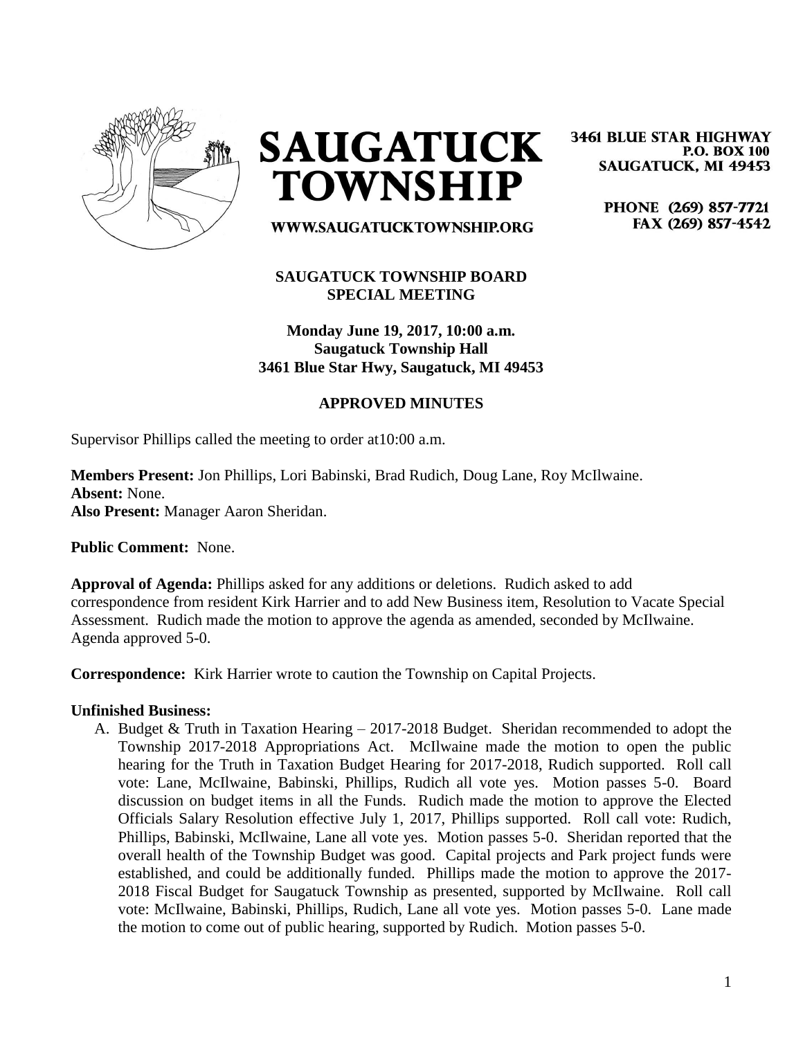# SAUGATUCK TOWNSHIP

WWW.SAUGATUCKTOWNSHIP.ORG

3461 BLUE STAR HIGHWAY
P.O. BOX 100
SAUGATUCK, MI 49453

PHONE (269) 857-7721
FAX (269) 857-4542

## SAUGATUCK TOWNSHIP BOARD
## SPECIAL MEETING

**Monday June 19, 2017, 10:00 a.m.**
**Saugatuck Township Hall**
**3461 Blue Star Hwy, Saugatuck, MI 49453**

### APPROVED MINUTES

Supervisor Phillips called the meeting to order at10:00 a.m.

**Members Present:** Jon Phillips, Lori Babinski, Brad Rudich, Doug Lane, Roy McIlwaine.
**Absent:** None.
**Also Present:** Manager Aaron Sheridan.

**Public Comment:** None.

**Approval of Agenda:** Phillips asked for any additions or deletions. Rudich asked to add correspondence from resident Kirk Harrier and to add New Business item, Resolution to Vacate Special Assessment. Rudich made the motion to approve the agenda as amended, seconded by McIlwaine. Agenda approved 5-0.

**Correspondence:** Kirk Harrier wrote to caution the Township on Capital Projects.

**Unfinished Business:**

A. Budget & Truth in Taxation Hearing – 2017-2018 Budget. Sheridan recommended to adopt the Township 2017-2018 Appropriations Act. McIlwaine made the motion to open the public hearing for the Truth in Taxation Budget Hearing for 2017-2018, Rudich supported. Roll call vote: Lane, McIlwaine, Babinski, Phillips, Rudich all vote yes. Motion passes 5-0. Board discussion on budget items in all the Funds. Rudich made the motion to approve the Elected Officials Salary Resolution effective July 1, 2017, Phillips supported. Roll call vote: Rudich, Phillips, Babinski, McIlwaine, Lane all vote yes. Motion passes 5-0. Sheridan reported that the overall health of the Township Budget was good. Capital projects and Park project funds were established, and could be additionally funded. Phillips made the motion to approve the 2017-2018 Fiscal Budget for Saugatuck Township as presented, supported by McIlwaine. Roll call vote: McIlwaine, Babinski, Phillips, Rudich, Lane all vote yes. Motion passes 5-0. Lane made the motion to come out of public hearing, supported by Rudich. Motion passes 5-0.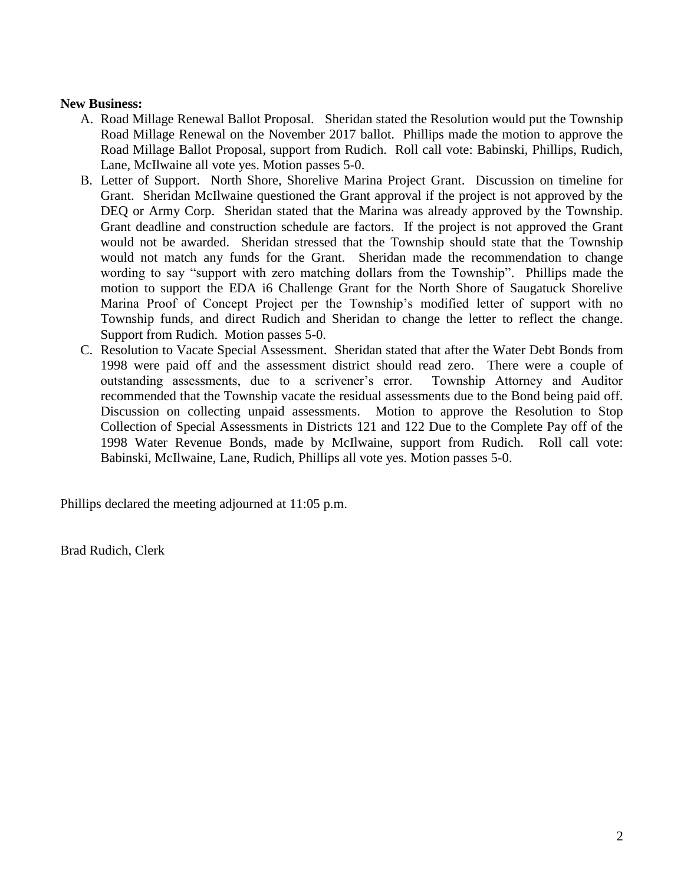**New Business:**

A. Road Millage Renewal Ballot Proposal. Sheridan stated the Resolution would put the Township Road Millage Renewal on the November 2017 ballot. Phillips made the motion to approve the Road Millage Ballot Proposal, support from Rudich. Roll call vote: Babinski, Phillips, Rudich, Lane, McIlwaine all vote yes. Motion passes 5-0.

B. Letter of Support. North Shore, Shorelive Marina Project Grant. Discussion on timeline for Grant. Sheridan McIlwaine questioned the Grant approval if the project is not approved by the DEQ or Army Corp. Sheridan stated that the Marina was already approved by the Township. Grant deadline and construction schedule are factors. If the project is not approved the Grant would not be awarded. Sheridan stressed that the Township should state that the Township would not match any funds for the Grant. Sheridan made the recommendation to change wording to say "support with zero matching dollars from the Township". Phillips made the motion to support the EDA i6 Challenge Grant for the North Shore of Saugatuck Shorelive Marina Proof of Concept Project per the Township's modified letter of support with no Township funds, and direct Rudich and Sheridan to change the letter to reflect the change. Support from Rudich. Motion passes 5-0.

C. Resolution to Vacate Special Assessment. Sheridan stated that after the Water Debt Bonds from 1998 were paid off and the assessment district should read zero. There were a couple of outstanding assessments, due to a scrivener's error. Township Attorney and Auditor recommended that the Township vacate the residual assessments due to the Bond being paid off. Discussion on collecting unpaid assessments. Motion to approve the Resolution to Stop Collection of Special Assessments in Districts 121 and 122 Due to the Complete Pay off of the 1998 Water Revenue Bonds, made by McIlwaine, support from Rudich. Roll call vote: Babinski, McIlwaine, Lane, Rudich, Phillips all vote yes. Motion passes 5-0.

Phillips declared the meeting adjourned at 11:05 p.m.

Brad Rudich, Clerk